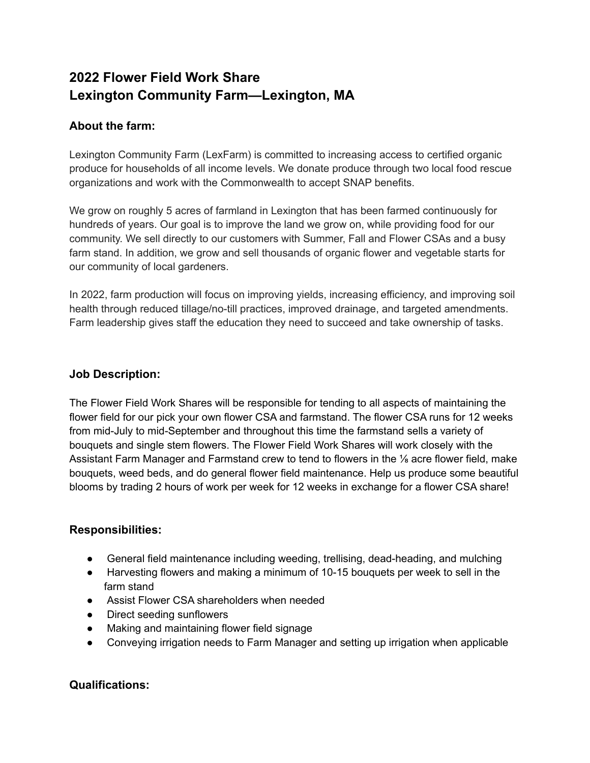# 2022 Flower Field Work Share
# Lexington Community Farm—Lexington, MA

### About the farm:

Lexington Community Farm (LexFarm) is committed to increasing access to certified organic produce for households of all income levels. We donate produce through two local food rescue organizations and work with the Commonwealth to accept SNAP benefits.

We grow on roughly 5 acres of farmland in Lexington that has been farmed continuously for hundreds of years. Our goal is to improve the land we grow on, while providing food for our community. We sell directly to our customers with Summer, Fall and Flower CSAs and a busy farm stand. In addition, we grow and sell thousands of organic flower and vegetable starts for our community of local gardeners.

In 2022, farm production will focus on improving yields, increasing efficiency, and improving soil health through reduced tillage/no-till practices, improved drainage, and targeted amendments. Farm leadership gives staff the education they need to succeed and take ownership of tasks.

### Job Description:

The Flower Field Work Shares will be responsible for tending to all aspects of maintaining the flower field for our pick your own flower CSA and farmstand. The flower CSA runs for 12 weeks from mid-July to mid-September and throughout this time the farmstand sells a variety of bouquets and single stem flowers. The Flower Field Work Shares will work closely with the Assistant Farm Manager and Farmstand crew to tend to flowers in the ⅛ acre flower field, make bouquets, weed beds, and do general flower field maintenance. Help us produce some beautiful blooms by trading 2 hours of work per week for 12 weeks in exchange for a flower CSA share!

### Responsibilities:

- General field maintenance including weeding, trellising, dead-heading, and mulching
- Harvesting flowers and making a minimum of 10-15 bouquets per week to sell in the farm stand
- Assist Flower CSA shareholders when needed
- Direct seeding sunflowers
- Making and maintaining flower field signage
- Conveying irrigation needs to Farm Manager and setting up irrigation when applicable

### Qualifications: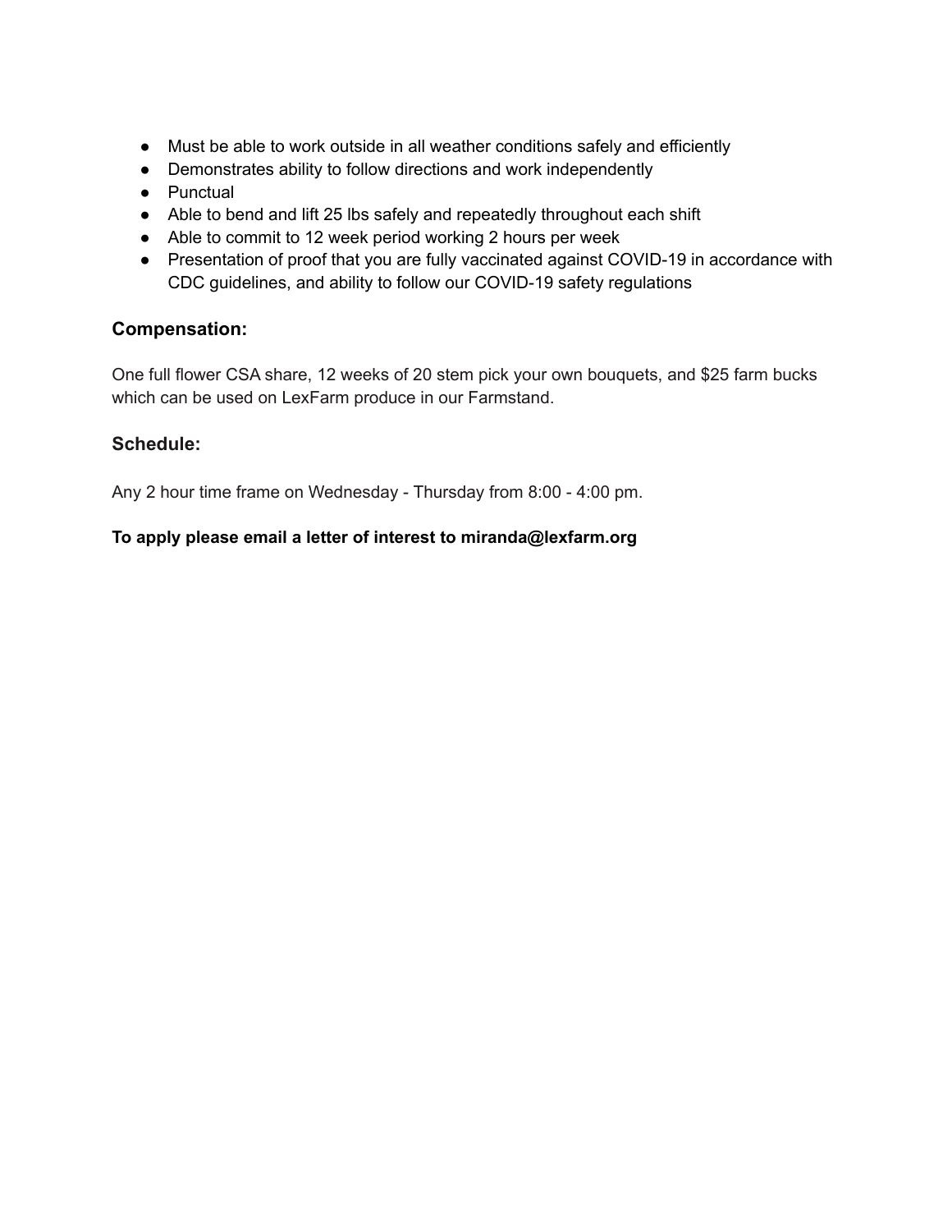- Must be able to work outside in all weather conditions safely and efficiently
- Demonstrates ability to follow directions and work independently
- Punctual
- Able to bend and lift 25 lbs safely and repeatedly throughout each shift
- Able to commit to 12 week period working 2 hours per week
- Presentation of proof that you are fully vaccinated against COVID-19 in accordance with CDC guidelines, and ability to follow our COVID-19 safety regulations

### Compensation:

One full flower CSA share, 12 weeks of 20 stem pick your own bouquets, and $25 farm bucks which can be used on LexFarm produce in our Farmstand.

### Schedule:

Any 2 hour time frame on Wednesday - Thursday from 8:00 - 4:00 pm.

**To apply please email a letter of interest to miranda@lexfarm.org**